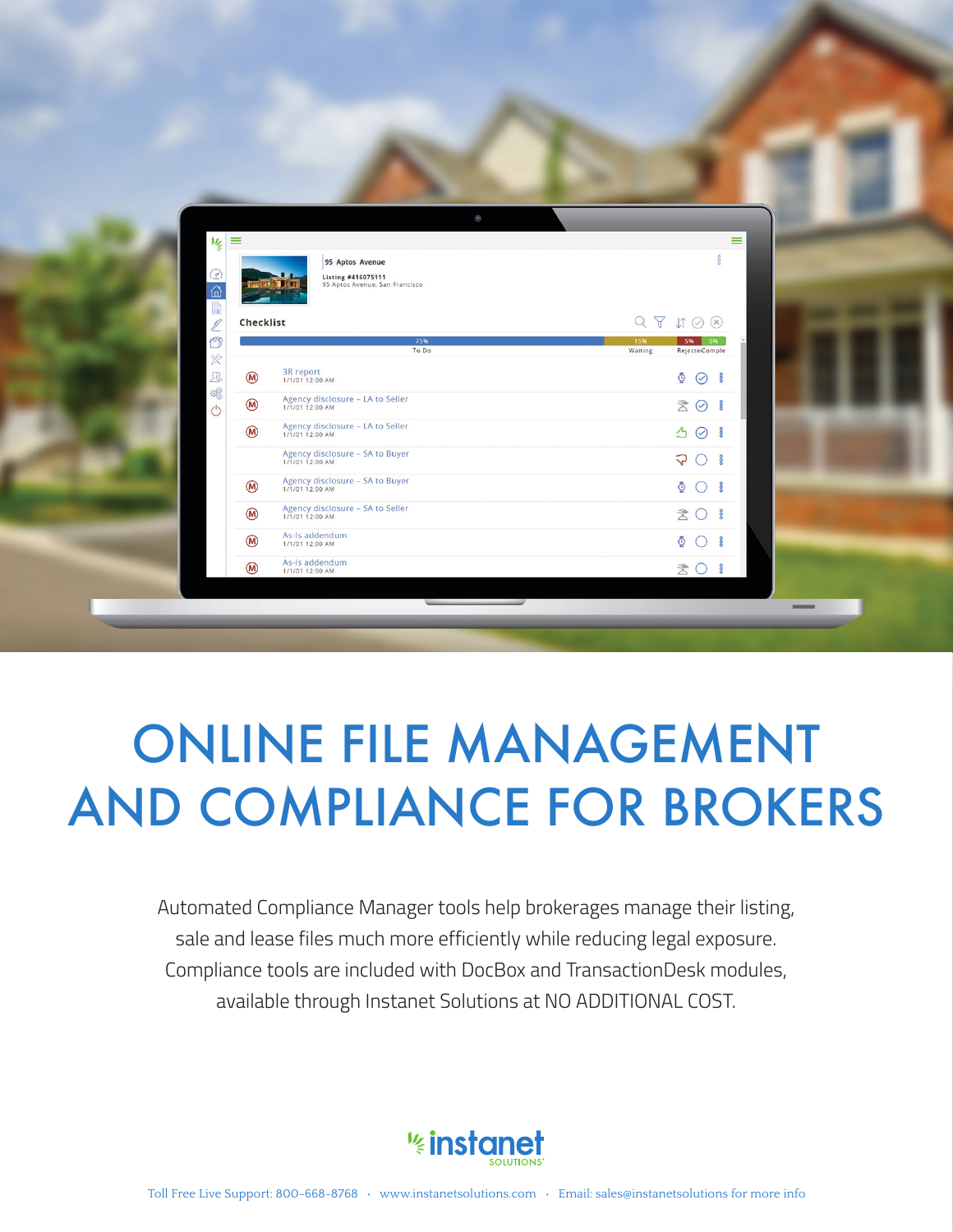# ONLINE FILE MANAGEMENT AND COMPLIANCE FOR BROKERS

Automated Compliance Manager tools help brokerages manage their listing, sale and lease files much more efficiently while reducing legal exposure. Compliance tools are included with DocBox and TransactionDesk modules, available through Instanet Solutions at NO ADDITIONAL COST.

instanet SOLUTIONS

Toll Free Live Support: 800-668-8768 · www.instanetsolutions.com · Email: sales@instanetsolutions for more info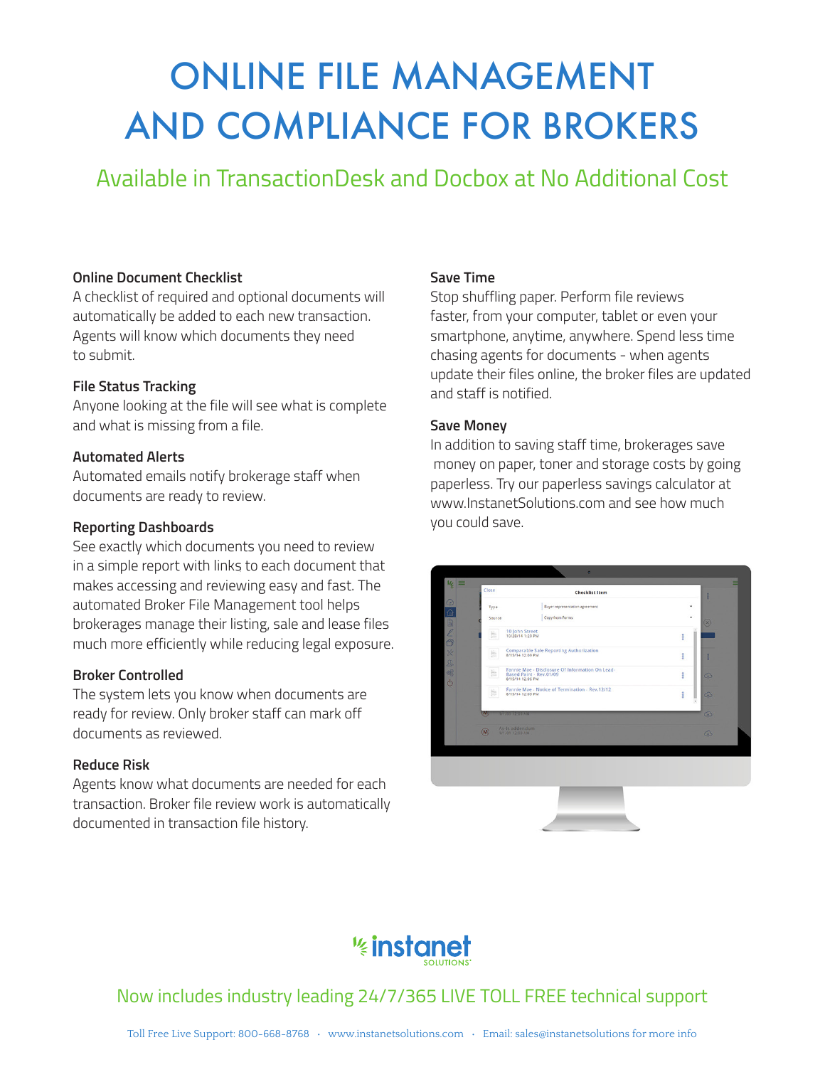# ONLINE FILE MANAGEMENT AND COMPLIANCE FOR BROKERS

## Available in TransactionDesk and Docbox at No Additional Cost

**Online Document Checklist**
A checklist of required and optional documents will automatically be added to each new transaction. Agents will know which documents they need to submit.

**File Status Tracking**
Anyone looking at the file will see what is complete and what is missing from a file.

**Automated Alerts**
Automated emails notify brokerage staff when documents are ready to review.

**Reporting Dashboards**
See exactly which documents you need to review in a simple report with links to each document that makes accessing and reviewing easy and fast. The automated Broker File Management tool helps brokerages manage their listing, sale and lease files much more efficiently while reducing legal exposure.

**Broker Controlled**
The system lets you know when documents are ready for review. Only broker staff can mark off documents as reviewed.

**Reduce Risk**
Agents know what documents are needed for each transaction. Broker file review work is automatically documented in transaction file history.

**Save Time**
Stop shuffling paper. Perform file reviews faster, from your computer, tablet or even your smartphone, anytime, anywhere. Spend less time chasing agents for documents - when agents update their files online, the broker files are updated and staff is notified.

**Save Money**
In addition to saving staff time, brokerages save money on paper, toner and storage costs by going paperless. Try our paperless savings calculator at www.InstanetSolutions.com and see how much you could save.

instanet SOLUTIONS

Now includes industry leading 24/7/365 LIVE TOLL FREE technical support

Toll Free Live Support: 800-668-8768 · www.instanetsolutions.com · Email: sales@instanetsolutions for more info